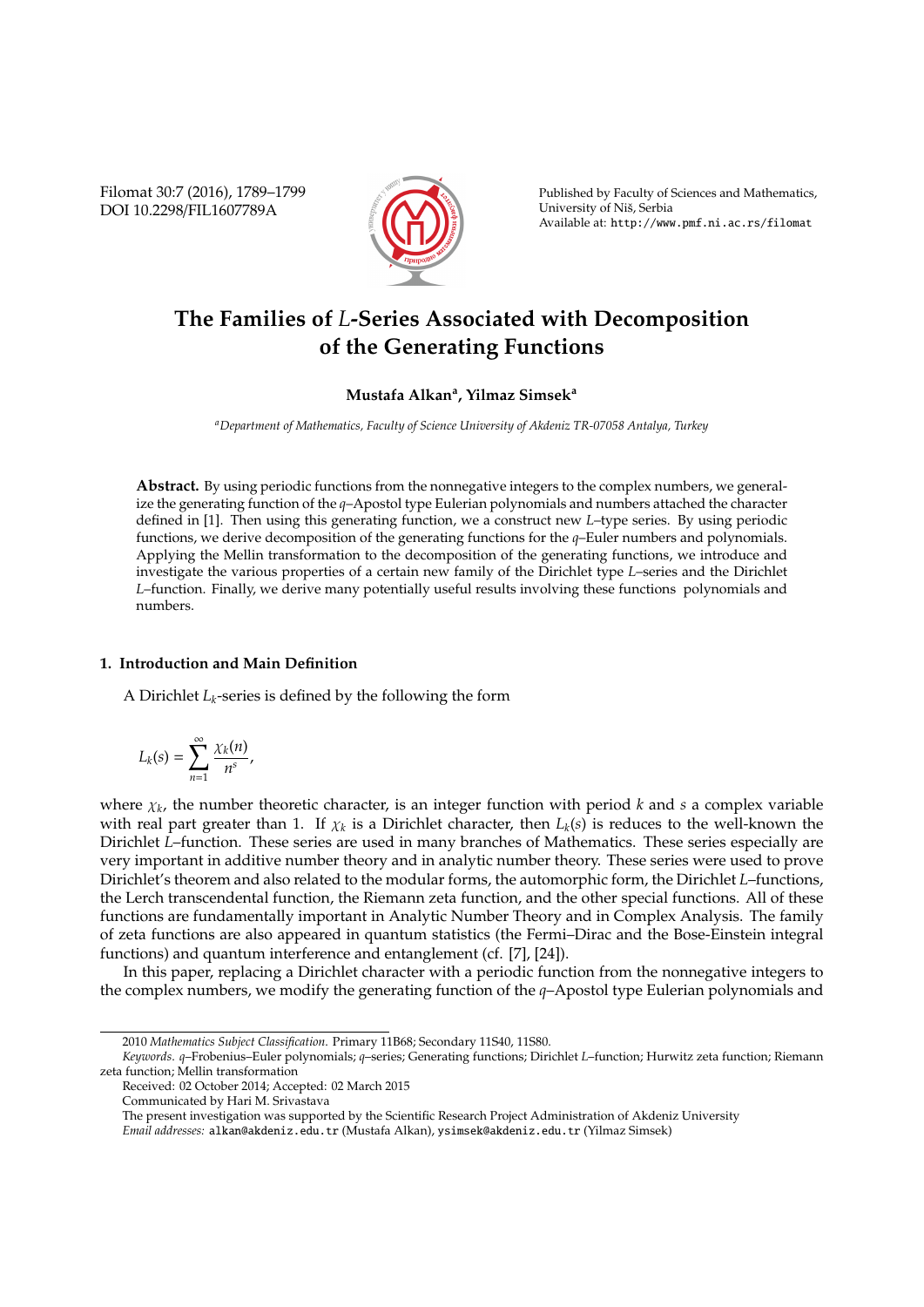# The Families of $L$-Series Associated with Decomposition of the Generating Functions

**Mustafa Alkan[a], Yilmaz Simsek[a]**

[a] *Department of Mathematics, Faculty of Science University of Akdeniz TR-07058 Antalya, Turkey*

**Abstract.** By using periodic functions from the nonnegative integers to the complex numbers, we generalize the generating function of the $q$–Apostol type Eulerian polynomials and numbers attached the character defined in [1]. Then using this generating function, we a construct new $L$–type series. By using periodic functions, we derive decomposition of the generating functions for the $q$–Euler numbers and polynomials. Applying the Mellin transformation to the decomposition of the generating functions, we introduce and investigate the various properties of a certain new family of the Dirichlet type $L$–series and the Dirichlet $L$–function. Finally, we derive many potentially useful results involving these functions polynomials and numbers.

## 1. Introduction and Main Definition

A Dirichlet $L_k$-series is defined by the following the form

$$L_k(s) = \sum_{n=1}^{\infty} \frac{\chi_k(n)}{n^s},$$

where $\chi_k$, the number theoretic character, is an integer function with period $k$ and $s$ a complex variable with real part greater than 1. If $\chi_k$ is a Dirichlet character, then $L_k(s)$ is reduces to the well-known the Dirichlet $L$–function. These series are used in many branches of Mathematics. These series especially are very important in additive number theory and in analytic number theory. These series were used to prove Dirichlet's theorem and also related to the modular forms, the automorphic form, the Dirichlet $L$–functions, the Lerch transcendental function, the Riemann zeta function, and the other special functions. All of these functions are fundamentally important in Analytic Number Theory and in Complex Analysis. The family of zeta functions are also appeared in quantum statistics (the Fermi–Dirac and the Bose-Einstein integral functions) and quantum interference and entanglement (cf. [7], [24]).

In this paper, replacing a Dirichlet character with a periodic function from the nonnegative integers to the complex numbers, we modify the generating function of the $q$–Apostol type Eulerian polynomials and

---

2010 *Mathematics Subject Classification*. Primary 11B68; Secondary 11S40, 11S80.

*Keywords*. $q$–Frobenius–Euler polynomials; $q$–series; Generating functions; Dirichlet $L$–function; Hurwitz zeta function; Riemann zeta function; Mellin transformation

Received: 02 October 2014; Accepted: 02 March 2015

Communicated by Hari M. Srivastava

The present investigation was supported by the Scientific Research Project Administration of Akdeniz University

*Email addresses:* alkan@akdeniz.edu.tr (Mustafa Alkan), ysimsek@akdeniz.edu.tr (Yilmaz Simsek)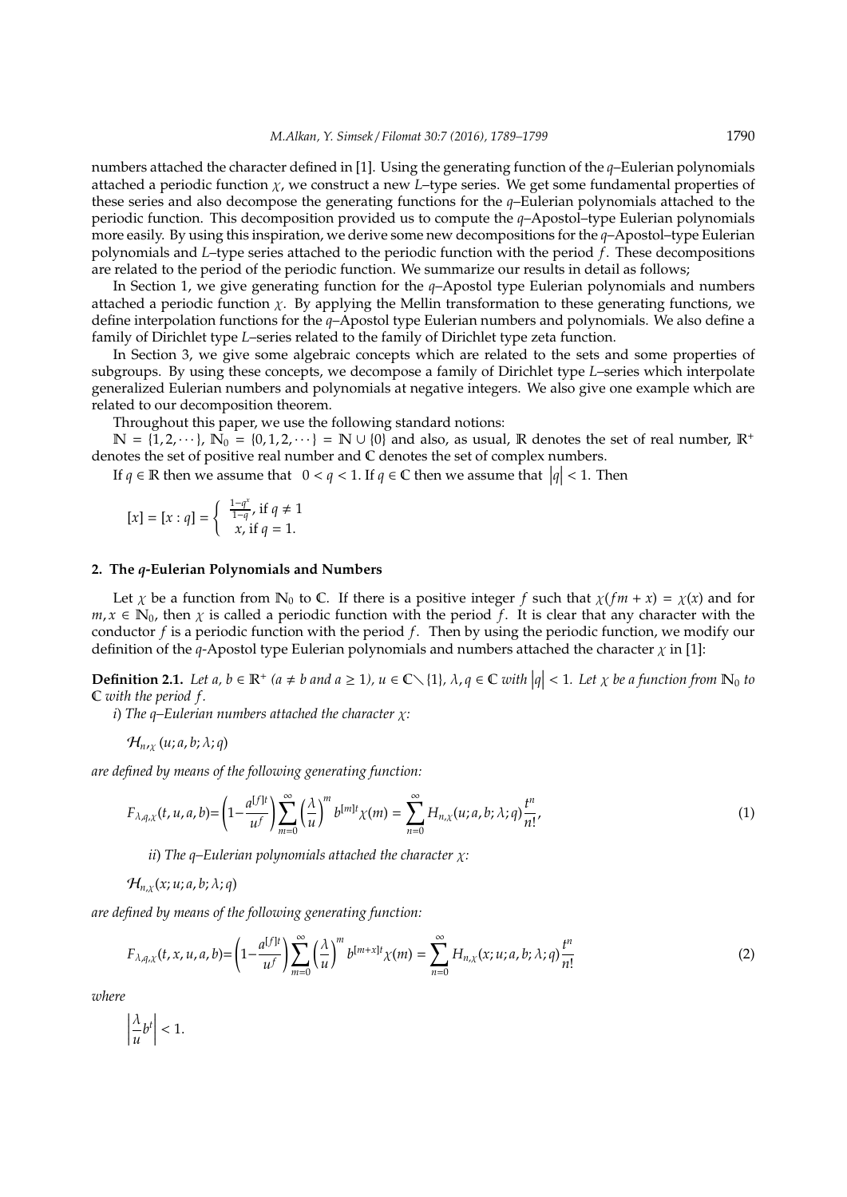numbers attached the character defined in [1]. Using the generating function of the $q$–Eulerian polynomials attached a periodic function $\chi$, we construct a new $L$–type series. We get some fundamental properties of these series and also decompose the generating functions for the $q$–Eulerian polynomials attached to the periodic function. This decomposition provided us to compute the $q$–Apostol–type Eulerian polynomials more easily. By using this inspiration, we derive some new decompositions for the $q$–Apostol–type Eulerian polynomials and $L$–type series attached to the periodic function with the period $f$. These decompositions are related to the period of the periodic function. We summarize our results in detail as follows;

In Section 1, we give generating function for the $q$–Apostol type Eulerian polynomials and numbers attached a periodic function $\chi$. By applying the Mellin transformation to these generating functions, we define interpolation functions for the $q$–Apostol type Eulerian numbers and polynomials. We also define a family of Dirichlet type $L$–series related to the family of Dirichlet type zeta function.

In Section 3, we give some algebraic concepts which are related to the sets and some properties of subgroups. By using these concepts, we decompose a family of Dirichlet type $L$–series which interpolate generalized Eulerian numbers and polynomials at negative integers. We also give one example which are related to our decomposition theorem.

Throughout this paper, we use the following standard notions:

$\mathbb{N} = \{1, 2, \cdots\}$, $\mathbb{N}_0 = \{0, 1, 2, \cdots\} = \mathbb{N} \cup \{0\}$ and also, as usual, $\mathbb{R}$ denotes the set of real number, $\mathbb{R}^+$ denotes the set of positive real number and $\mathbb{C}$ denotes the set of complex numbers.

If $q \in \mathbb{R}$ then we assume that $0 < q < 1$. If $q \in \mathbb{C}$ then we assume that $|q| < 1$. Then

$$[x] = [x : q] = \begin{cases} \frac{1-q^x}{1-q}, \text{ if } q \neq 1 \\ x, \text{ if } q = 1. \end{cases}$$

## 2. The $q$-Eulerian Polynomials and Numbers

Let $\chi$ be a function from $\mathbb{N}_0$ to $\mathbb{C}$. If there is a positive integer $f$ such that $\chi(fm + x) = \chi(x)$ and for $m, x \in \mathbb{N}_0$, then $\chi$ is called a periodic function with the period $f$. It is clear that any character with the conductor $f$ is a periodic function with the period $f$. Then by using the periodic function, we modify our definition of the $q$-Apostol type Eulerian polynomials and numbers attached the character $\chi$ in [1]:

**Definition 2.1.** *Let $a, b \in \mathbb{R}^+$ ($a \neq b$ and $a \geq 1$), $u \in \mathbb{C}\setminus\{1\}$, $\lambda, q \in \mathbb{C}$ with $|q| < 1$. Let $\chi$ be a function from $\mathbb{N}_0$ to $\mathbb{C}$ with the period $f$.*

*i) The $q$–Eulerian numbers attached the character $\chi$:*

$$\mathcal{H}_{n,\chi}(u; a, b; \lambda; q)$$

*are defined by means of the following generating function:*

$$F_{\lambda,q,\chi}(t, u, a, b) = \left(1 - \frac{a^{[f]t}}{u^f}\right) \sum_{m=0}^{\infty} \left(\frac{\lambda}{u}\right)^m b^{[m]t} \chi(m) = \sum_{n=0}^{\infty} H_{n,\chi}(u; a, b; \lambda; q) \frac{t^n}{n!}, \tag{1}$$

*ii) The $q$–Eulerian polynomials attached the character $\chi$:*

$$\mathcal{H}_{n,\chi}(x; u; a, b; \lambda; q)$$

*are defined by means of the following generating function:*

$$F_{\lambda,q,\chi}(t, x, u, a, b) = \left(1 - \frac{a^{[f]t}}{u^f}\right) \sum_{m=0}^{\infty} \left(\frac{\lambda}{u}\right)^m b^{[m+x]t} \chi(m) = \sum_{n=0}^{\infty} H_{n,\chi}(x; u; a, b; \lambda; q) \frac{t^n}{n!} \tag{2}$$

*where*

$$\left|\frac{\lambda}{u} b^t\right| < 1.$$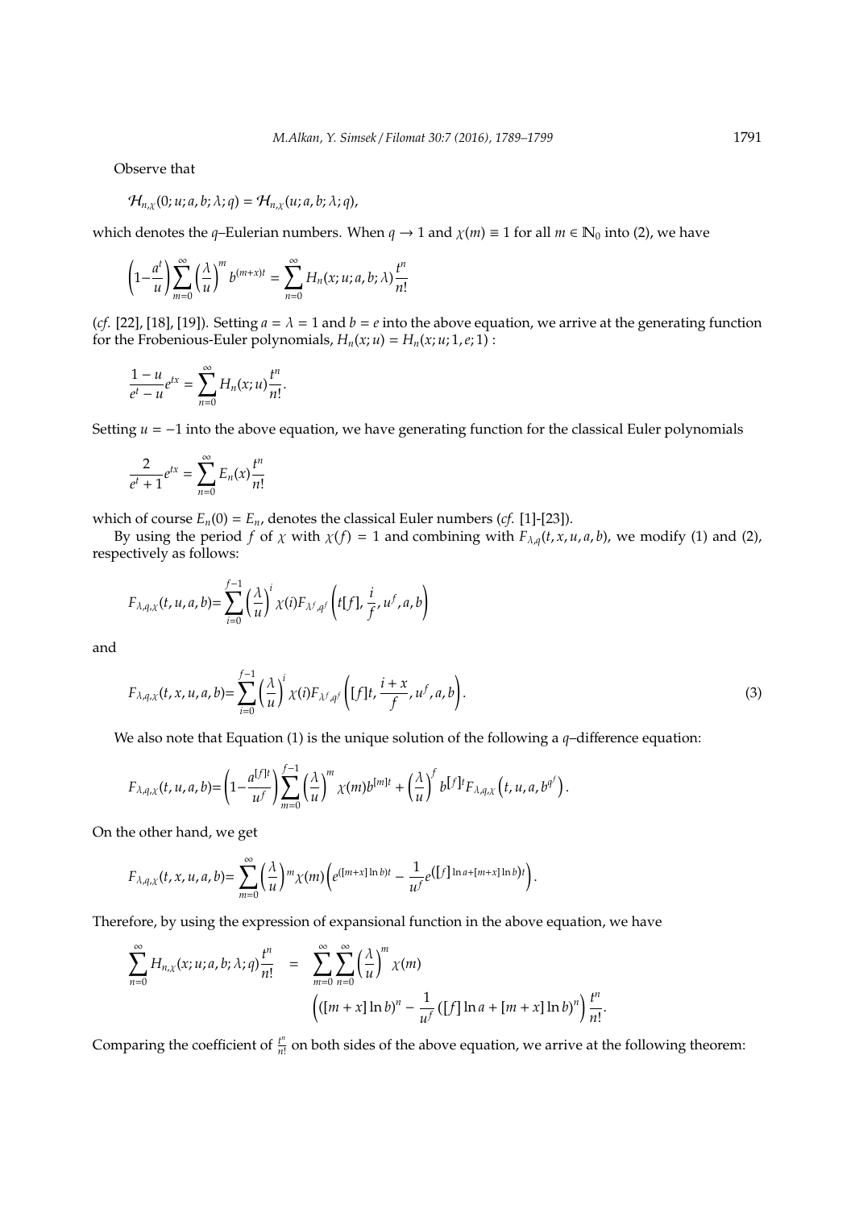Observe that

$$\mathcal{H}_{n,\chi}(0;u;a,b;\lambda;q)=\mathcal{H}_{n,\chi}(u;a,b;\lambda;q),$$

which denotes the $q$–Eulerian numbers. When $q\to 1$ and $\chi(m)\equiv 1$ for all $m\in\mathbb{N}_0$ into (2), we have

$$\left(1-\frac{a^t}{u}\right)\sum_{m=0}^{\infty}\left(\frac{\lambda}{u}\right)^m b^{(m+x)t}=\sum_{n=0}^{\infty}H_n(x;u;a,b;\lambda)\frac{t^n}{n!}$$

(*cf.* [22], [18], [19]). Setting $a=\lambda=1$ and $b=e$ into the above equation, we arrive at the generating function for the Frobenious-Euler polynomials, $H_n(x;u)=H_n(x;u;1,e;1)$ :

$$\frac{1-u}{e^t-u}e^{tx}=\sum_{n=0}^{\infty}H_n(x;u)\frac{t^n}{n!}.$$

Setting $u=-1$ into the above equation, we have generating function for the classical Euler polynomials

$$\frac{2}{e^t+1}e^{tx}=\sum_{n=0}^{\infty}E_n(x)\frac{t^n}{n!}$$

which of course $E_n(0)=E_n$, denotes the classical Euler numbers (*cf.* [1]-[23]).

By using the period $f$ of $\chi$ with $\chi(f)=1$ and combining with $F_{\lambda,q}(t,x,u,a,b)$, we modify (1) and (2), respectively as follows:

$$F_{\lambda,q,\chi}(t,u,a,b)=\sum_{i=0}^{f-1}\left(\frac{\lambda}{u}\right)^i\chi(i)F_{\lambda^f,q^f}\left(t[f],\frac{i}{f},u^f,a,b\right)$$

and

$$F_{\lambda,q,\chi}(t,x,u,a,b)=\sum_{i=0}^{f-1}\left(\frac{\lambda}{u}\right)^i\chi(i)F_{\lambda^f,q^f}\left([f]t,\frac{i+x}{f},u^f,a,b\right). \tag{3}$$

We also note that Equation (1) is the unique solution of the following a $q$–difference equation:

$$F_{\lambda,\chi}(t,u,a,b)=\left(1-\frac{a^{[f]t}}{u^f}\right)\sum_{m=0}^{f-1}\left(\frac{\lambda}{u}\right)^m\chi(m)b^{[m]t}+\left(\frac{\lambda}{u}\right)^f b^{[f]t}F_{\lambda,q,\chi}\left(t,u,a,b^{q^f}\right).$$

On the other hand, we get

$$F_{\lambda,\chi}(t,x,u,a,b)=\sum_{m=0}^{\infty}\left(\frac{\lambda}{u}\right)^m\chi(m)\left(e^{([m+x]\ln b)t}-\frac{1}{u^f}e^{([f]\ln a+[m+x]\ln b)t}\right).$$

Therefore, by using the expression of expansional function in the above equation, we have

$$\sum_{n=0}^{\infty}H_{n,\chi}(x;u;a,b;\lambda;q)\frac{t^n}{n!}=\sum_{m=0}^{\infty}\sum_{n=0}^{\infty}\left(\frac{\lambda}{u}\right)^m\chi(m)\left(([m+x]\ln b)^n-\frac{1}{u^f}([f]\ln a+[m+x]\ln b)^n\right)\frac{t^n}{n!}.$$

Comparing the coefficient of $\frac{t^n}{n!}$ on both sides of the above equation, we arrive at the following theorem: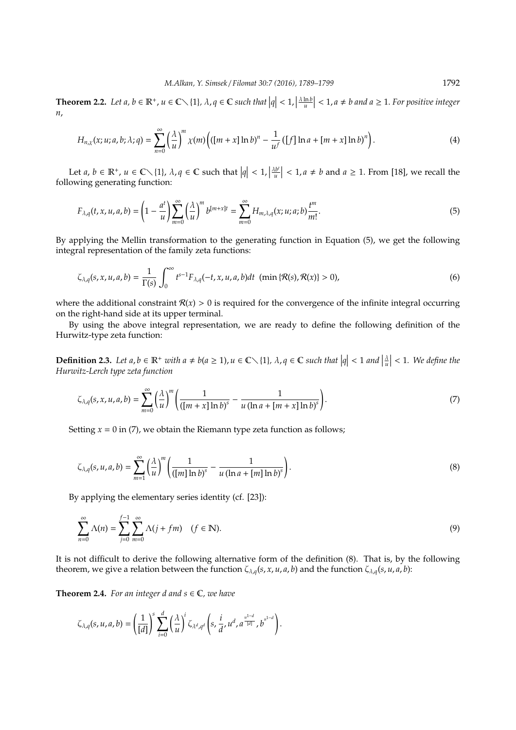**Theorem 2.2.** *Let $a, b \in \mathbb{R}^+$, $u \in \mathbb{C} \setminus \{1\}$, $\lambda, q \in \mathbb{C}$ such that $\left|q\right| < 1, \left|\frac{\lambda \ln b}{u}\right| < 1, a \neq b$ and $a \geq 1$. For positive integer $n$,*

$$H_{n,\chi}(x; u; a, b; \lambda; q) = \sum_{n=0}^{\infty} \left(\frac{\lambda}{u}\right)^m \chi(m) \left(\left([m + x] \ln b\right)^n - \frac{1}{u^f} \left([f] \ln a + [m + x] \ln b\right)^n\right). \tag{4}$$

Let $a, b \in \mathbb{R}^+$, $u \in \mathbb{C} \setminus \{1\}$, $\lambda, q \in \mathbb{C}$ such that $\left|q\right| < 1, \left|\frac{\lambda b^t}{u}\right| < 1, a \neq b$ and $a \geq 1$. From [18], we recall the following generating function:

$$F_{\lambda,q}(t, x, u, a, b) = \left(1 - \frac{a^t}{u}\right) \sum_{m=0}^{\infty} \left(\frac{\lambda}{u}\right)^m b^{[m+x]t} = \sum_{m=0}^{\infty} H_{m,\lambda,q}(x; u; a; b) \frac{t^m}{m!}. \tag{5}$$

By applying the Mellin transformation to the generating function in Equation (5), we get the following integral representation of the family zeta functions:

$$\zeta_{\lambda,q}(s, x, u, a, b) = \frac{1}{\Gamma(s)} \int_0^{\infty} t^{s-1} F_{\lambda,q}(-t, x, u, a, b) dt \ \ (\min \{\mathcal{R}(s), \mathcal{R}(x)\} > 0), \tag{6}$$

where the additional constraint $\mathcal{R}(x) > 0$ is required for the convergence of the infinite integral occurring on the right-hand side at its upper terminal.

By using the above integral representation, we are ready to define the following definition of the Hurwitz-type zeta function:

**Definition 2.3.** *Let $a, b \in \mathbb{R}^+$ with $a \neq b (a \geq 1)$, $u \in \mathbb{C} \setminus \{1\}$, $\lambda, q \in \mathbb{C}$ such that $\left|q\right| < 1$ and $\left|\frac{\lambda}{u}\right| < 1$. We define the Hurwitz-Lerch type zeta function*

$$\zeta_{\lambda,q}(s, x, u, a, b) = \sum_{m=0}^{\infty} \left(\frac{\lambda}{u}\right)^m \left(\frac{1}{\left([m + x] \ln b\right)^s} - \frac{1}{u \left(\ln a + [m + x] \ln b\right)^s}\right). \tag{7}$$

Setting $x = 0$ in (7), we obtain the Riemann type zeta function as follows;

$$\zeta_{\lambda,q}(s, u, a, b) = \sum_{m=1}^{\infty} \left(\frac{\lambda}{u}\right)^m \left(\frac{1}{\left([m] \ln b\right)^s} - \frac{1}{u \left(\ln a + [m] \ln b\right)^s}\right). \tag{8}$$

By applying the elementary series identity (cf. [23]):

$$\sum_{n=0}^{\infty} \Lambda(n) = \sum_{j=0}^{f-1} \sum_{m=0}^{\infty} \Lambda(j + fm) \quad (f \in \mathbb{N}). \tag{9}$$

It is not difficult to derive the following alternative form of the definition (8). That is, by the following theorem, we give a relation between the function $\zeta_{\lambda,q}(s, x, u, a, b)$ and the function $\zeta_{\lambda,q}(s, u, a, b)$:

**Theorem 2.4.** *For an integer $d$ and $s \in \mathbb{C}$, we have*

$$\zeta_{\lambda,q}(s, u, a, b) = \left(\frac{1}{[d]}\right)^s \sum_{i=0}^{d} \left(\frac{\lambda}{u}\right)^i \zeta_{\lambda^d, q^d}\left(s, \frac{i}{d}, u^d, a^{\frac{u^{1-d}}{[d]}}, b^{u^{1-d}}\right).$$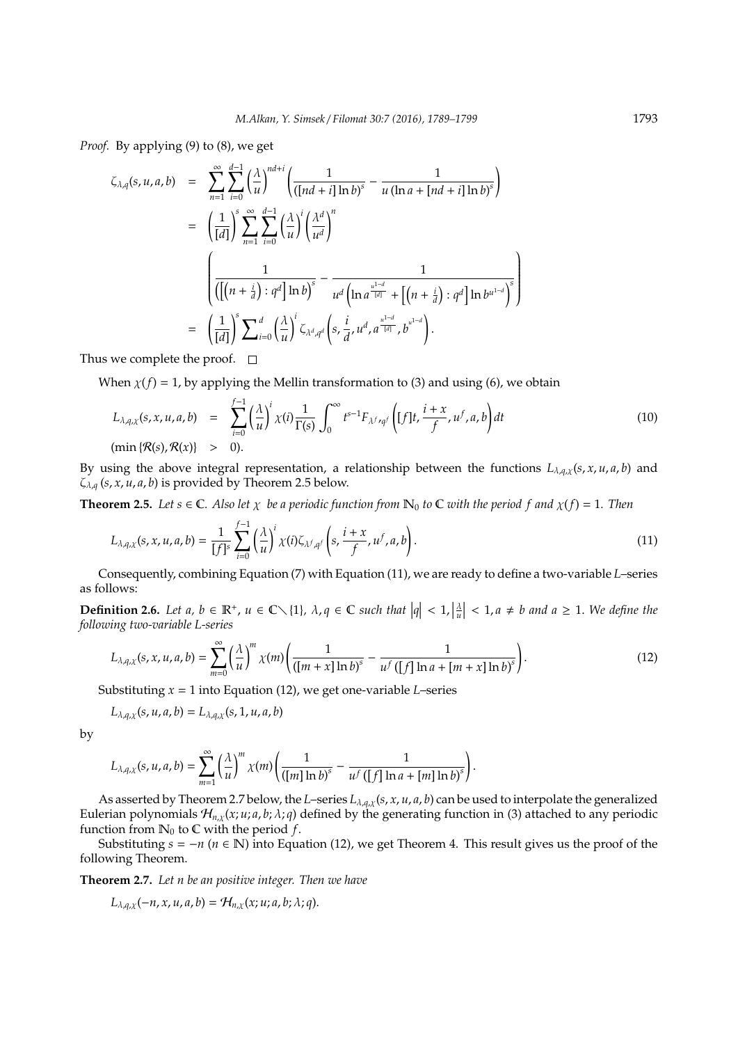*Proof.* By applying (9) to (8), we get

$$
\begin{aligned}
\zeta_{\lambda,q}(s,u,a,b) &= \sum_{n=1}^{\infty}\sum_{i=0}^{d-1}\left(\frac{\lambda}{u}\right)^{nd+i}\left(\frac{1}{\left([nd+i]\ln b\right)^s}-\frac{1}{u\left(\ln a+[nd+i]\ln b\right)^s}\right)\\
&= \left(\frac{1}{[d]}\right)^s\sum_{n=1}^{\infty}\sum_{i=0}^{d-1}\left(\frac{\lambda}{u}\right)^{i}\left(\frac{\lambda^d}{u^d}\right)^{n}\\
&\quad\left(\frac{1}{\left(\left[\left(n+\frac{i}{d}\right):q^d\right]\ln b\right)^s}-\frac{1}{u^d\left(\ln a^{\frac{u^{1-d}}{[d]}}+\left[\left(n+\frac{i}{d}\right):q^d\right]\ln b^{u^{1-d}}\right)^s}\right)\\
&= \left(\frac{1}{[d]}\right)^s\sum\nolimits_{i=0}^{d}\left(\frac{\lambda}{u}\right)^{i}\zeta_{\lambda^d,q^d}\left(s,\frac{i}{d},u^d,a^{\frac{u^{1-d}}{[d]}},b^{u^{1-d}}\right).
\end{aligned}
$$

Thus we complete the proof. $\square$

When $\chi(f)=1$, by applying the Mellin transformation to (3) and using (6), we obtain

$$
\begin{aligned}
L_{\lambda,q,\chi}(s,x,u,a,b) &= \sum_{i=0}^{f-1}\left(\frac{\lambda}{u}\right)^{i}\chi(i)\frac{1}{\Gamma(s)}\int_0^{\infty}t^{s-1}F_{\lambda^f,q^f}\left([f]t,\frac{i+x}{f},u^f,a,b\right)dt \qquad (10)\\
(\min\{\mathcal{R}(s),\mathcal{R}(x)\} &> 0).
\end{aligned}
$$

By using the above integral representation, a relationship between the functions $L_{\lambda,q,\chi}(s,x,u,a,b)$ and $\zeta_{\lambda,q}(s,x,u,a,b)$ is provided by Theorem 2.5 below.

**Theorem 2.5.** *Let $s\in\mathbb{C}$. Also let $\chi$ be a periodic function from $\mathbb{N}_0$ to $\mathbb{C}$ with the period $f$ and $\chi(f)=1$. Then*

$$
L_{\lambda,q,\chi}(s,x,u,a,b)=\frac{1}{[f]^s}\sum_{i=0}^{f-1}\left(\frac{\lambda}{u}\right)^{i}\chi(i)\zeta_{\lambda^f,q^f}\left(s,\frac{i+x}{f},u^f,a,b\right). \qquad (11)
$$

Consequently, combining Equation (7) with Equation (11), we are ready to define a two-variable $L$–series as follows:

**Definition 2.6.** *Let $a,\ b\in\mathbb{R}^+$, $u\in\mathbb{C}\setminus\{1\}$, $\lambda,q\in\mathbb{C}$ such that $\left|q\right|<1,\left|\frac{\lambda}{u}\right|<1, a\neq b$ and $a\geq 1$. We define the following two-variable L-series*

$$
L_{\lambda,q,\chi}(s,x,u,a,b)=\sum_{m=0}^{\infty}\left(\frac{\lambda}{u}\right)^{m}\chi(m)\left(\frac{1}{\left([m+x]\ln b\right)^s}-\frac{1}{u^f\left([f]\ln a+[m+x]\ln b\right)^s}\right). \qquad (12)
$$

Substituting $x=1$ into Equation (12), we get one-variable $L$–series

$$
L_{\lambda,q,\chi}(s,u,a,b)=L_{\lambda,q,\chi}(s,1,u,a,b)
$$

by

$$
L_{\lambda,q,\chi}(s,u,a,b)=\sum_{m=1}^{\infty}\left(\frac{\lambda}{u}\right)^{m}\chi(m)\left(\frac{1}{\left([m]\ln b\right)^s}-\frac{1}{u^f\left([f]\ln a+[m]\ln b\right)^s}\right).
$$

As asserted by Theorem 2.7 below, the $L$–series $L_{\lambda,q,\chi}(s,x,u,a,b)$ can be used to interpolate the generalized Eulerian polynomials $\mathcal{H}_{n,\chi}(x;u;a,b;\lambda;q)$ defined by the generating function in (3) attached to any periodic function from $\mathbb{N}_0$ to $\mathbb{C}$ with the period $f$.

Substituting $s=-n$ ($n\in\mathbb{N}$) into Equation (12), we get Theorem 4. This result gives us the proof of the following Theorem.

**Theorem 2.7.** *Let $n$ be an positive integer. Then we have*

$$
L_{\lambda,q,\chi}(-n,x,u,a,b)=\mathcal{H}_{n,\chi}(x;u;a,b;\lambda;q).
$$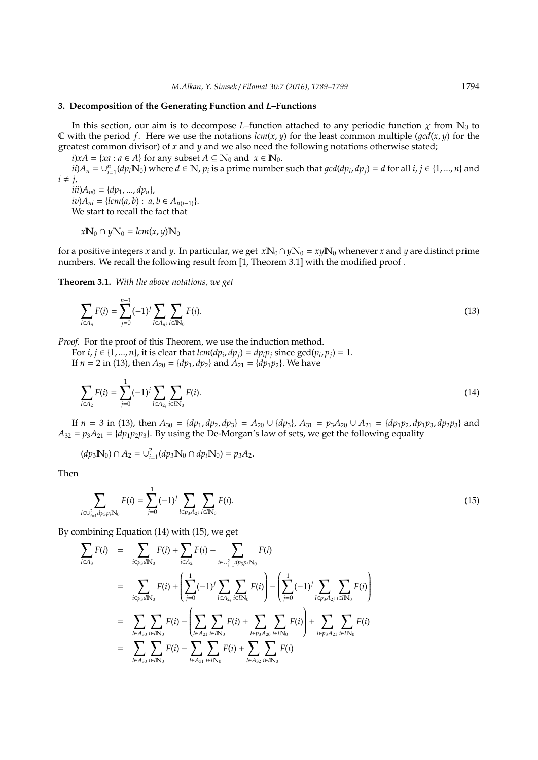## 3. Decomposition of the Generating Function and $L$–Functions

In this section, our aim is to decompose $L$–function attached to any periodic function $\chi$ from $\mathbb{N}_0$ to $\mathbb{C}$ with the period $f$. Here we use the notations $lcm(x, y)$ for the least common multiple ($gcd(x, y)$ for the greatest common divisor) of $x$ and $y$ and we also need the following notations otherwise stated;

$i)$ $xA = \{xa : a \in A\}$ for any subset $A \subseteq \mathbb{N}_0$ and $x \in \mathbb{N}_0$.

$ii)$ $A_n = \cup_{i=1}^{n}(dp_i\mathbb{N}_0)$ where $d \in \mathbb{N}$, $p_i$ is a prime number such that $gcd(dp_i, dp_j) = d$ for all $i, j \in \{1, ..., n\}$ and $i \neq j$,

$iii)$ $A_{n0} = \{dp_1, ..., dp_n\}$,

$iv)$ $A_{ni} = \{lcm(a, b) : a, b \in A_{n(i-1)}\}$.

We start to recall the fact that

$$x\mathbb{N}_0 \cap y\mathbb{N}_0 = lcm(x, y)\mathbb{N}_0$$

for a positive integers $x$ and $y$. In particular, we get $x\mathbb{N}_0 \cap y\mathbb{N}_0 = xy\mathbb{N}_0$ whenever $x$ and $y$ are distinct prime numbers. We recall the following result from [1, Theorem 3.1] with the modified proof .

**Theorem 3.1.** *With the above notations, we get*

$$\sum_{i\in A_n} F(i) = \sum_{j=0}^{n-1}(-1)^j \sum_{l\in A_{nj}} \sum_{i\in l\mathbb{N}_0} F(i). \tag{13}$$

*Proof.* For the proof of this Theorem, we use the induction method.

For $i, j \in \{1, ..., n\}$, it is clear that $lcm(dp_i, dp_j) = dp_ip_j$ since $\gcd(p_i, p_j) = 1$.

If $n = 2$ in (13), then $A_{20} = \{dp_1, dp_2\}$ and $A_{21} = \{dp_1p_2\}$. We have

$$\sum_{i\in A_2} F(i) = \sum_{j=0}^{1}(-1)^j \sum_{l\in A_{2j}} \sum_{i\in l\mathbb{N}_0} F(i). \tag{14}$$

If $n = 3$ in (13), then $A_{30} = \{dp_1, dp_2, dp_3\} = A_{20} \cup \{dp_3\}$, $A_{31} = p_3A_{20} \cup A_{21} = \{dp_1p_2, dp_1p_3, dp_2p_3\}$ and $A_{32} = p_3A_{21} = \{dp_1p_2p_3\}$. By using the De-Morgan's law of sets, we get the following equality

$$(dp_3\mathbb{N}_0) \cap A_2 = \cup_{i=1}^{2}(dp_3\mathbb{N}_0 \cap dp_i\mathbb{N}_0) = p_3A_2.$$

Then

$$\sum_{i\in \cup_{i=1}^{2} dp_3p_i\mathbb{N}_0} F(i) = \sum_{j=0}^{1}(-1)^j \sum_{l\in p_3A_{2j}} \sum_{i\in l\mathbb{N}_0} F(i). \tag{15}$$

By combining Equation (14) with (15), we get

$$\begin{aligned}
\sum_{i\in A_3} F(i) &= \sum_{i\in p_3d\mathbb{N}_0} F(i) + \sum_{i\in A_2} F(i) - \sum_{i\in \cup_{i=1}^{2} dp_3p_i\mathbb{N}_0} F(i) \\
&= \sum_{i\in p_3d\mathbb{N}_0} F(i) + \left(\sum_{j=0}^{1}(-1)^j \sum_{l\in A_{2j}} \sum_{i\in l\mathbb{N}_0} F(i)\right) - \left(\sum_{j=0}^{1}(-1)^j \sum_{l\in p_3A_{2j}} \sum_{i\in l\mathbb{N}_0} F(i)\right) \\
&= \sum_{l\in A_{30}} \sum_{i\in l\mathbb{N}_0} F(i) - \left(\sum_{l\in A_{21}} \sum_{i\in l\mathbb{N}_0} F(i) + \sum_{l\in p_3A_{20}} \sum_{i\in l\mathbb{N}_0} F(i)\right) + \sum_{l\in p_3A_{21}} \sum_{i\in l\mathbb{N}_0} F(i) \\
&= \sum_{l\in A_{30}} \sum_{i\in l\mathbb{N}_0} F(i) - \sum_{l\in A_{31}} \sum_{i\in l\mathbb{N}_0} F(i) + \sum_{l\in A_{32}} \sum_{i\in l\mathbb{N}_0} F(i)
\end{aligned}$$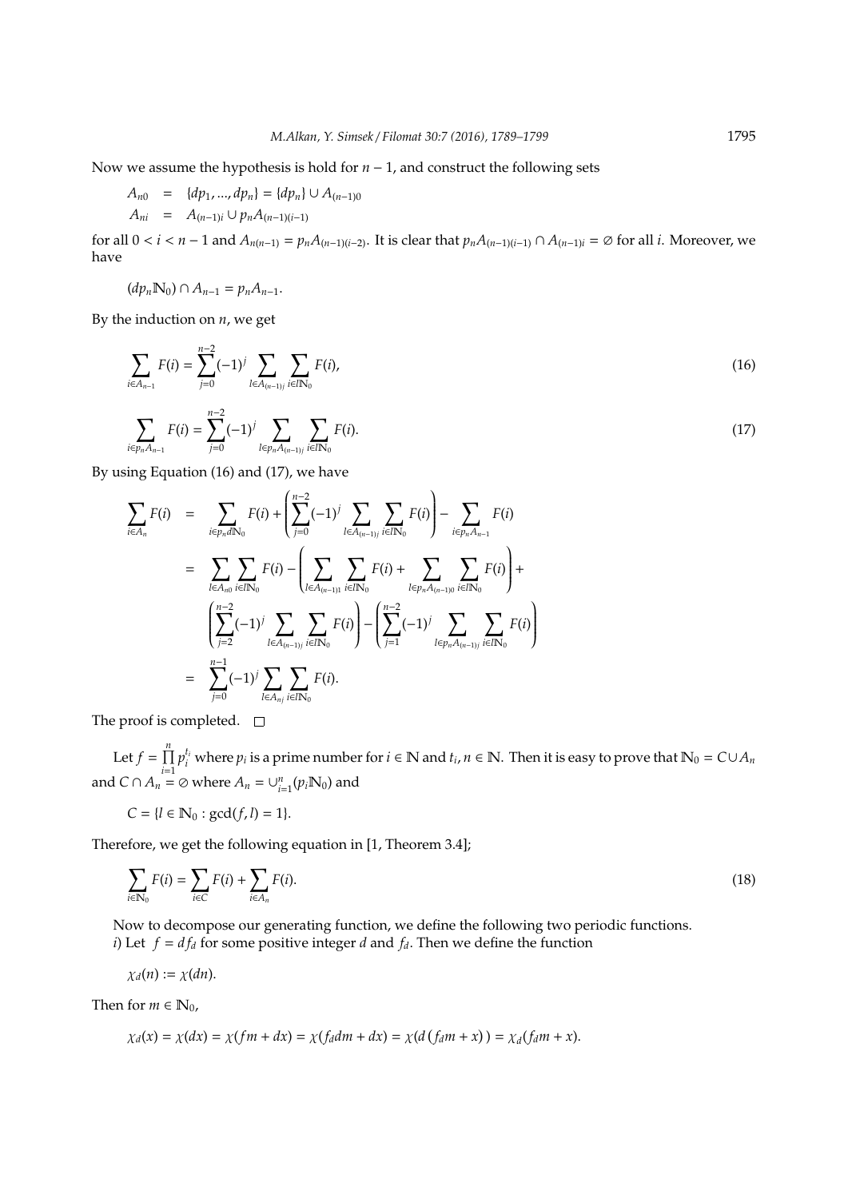Now we assume the hypothesis is hold for $n-1$, and construct the following sets

$$A_{n0} = \{dp_1, ..., dp_n\} = \{dp_n\} \cup A_{(n-1)0}$$
$$A_{ni} = A_{(n-1)i} \cup p_n A_{(n-1)(i-1)}$$

for all $0 < i < n-1$ and $A_{n(n-1)} = p_n A_{(n-1)(i-2)}$. It is clear that $p_n A_{(n-1)(i-1)} \cap A_{(n-1)i} = \emptyset$ for all $i$. Moreover, we have

$$(dp_n \mathbb{N}_0) \cap A_{n-1} = p_n A_{n-1}.$$

By the induction on $n$, we get

$$\sum_{i \in A_{n-1}} F(i) = \sum_{j=0}^{n-2} (-1)^j \sum_{l \in A_{(n-1)j}} \sum_{i \in l\mathbb{N}_0} F(i), \tag{16}$$

$$\sum_{i \in p_n A_{n-1}} F(i) = \sum_{j=0}^{n-2} (-1)^j \sum_{l \in p_n A_{(n-1)j}} \sum_{i \in l\mathbb{N}_0} F(i). \tag{17}$$

By using Equation (16) and (17), we have

$$\begin{aligned}
\sum_{i \in A_n} F(i) &= \sum_{i \in p_n d\mathbb{N}_0} F(i) + \left( \sum_{j=0}^{n-2} (-1)^j \sum_{l \in A_{(n-1)j}} \sum_{i \in l\mathbb{N}_0} F(i) \right) - \sum_{i \in p_n A_{n-1}} F(i) \\
&= \sum_{l \in A_{n0}} \sum_{i \in l\mathbb{N}_0} F(i) - \left( \sum_{l \in A_{(n-1)1}} \sum_{i \in l\mathbb{N}_0} F(i) + \sum_{l \in p_n A_{(n-1)0}} \sum_{i \in l\mathbb{N}_0} F(i) \right) + \\
&\quad \left( \sum_{j=2}^{n-2} (-1)^j \sum_{l \in A_{(n-1)j}} \sum_{i \in l\mathbb{N}_0} F(i) \right) - \left( \sum_{j=1}^{n-2} (-1)^j \sum_{l \in p_n A_{(n-1)j}} \sum_{i \in l\mathbb{N}_0} F(i) \right) \\
&= \sum_{j=0}^{n-1} (-1)^j \sum_{l \in A_{nj}} \sum_{i \in l\mathbb{N}_0} F(i).
\end{aligned}$$

The proof is completed. □

Let $f = \prod_{i=1}^{n} p_i^{t_i}$ where $p_i$ is a prime number for $i \in \mathbb{N}$ and $t_i, n \in \mathbb{N}$. Then it is easy to prove that $\mathbb{N}_0 = C \cup A_n$ and $C \cap A_n = \emptyset$ where $A_n = \cup_{i=1}^{n} (p_i \mathbb{N}_0)$ and

$$C = \{l \in \mathbb{N}_0 : \gcd(f, l) = 1\}.$$

Therefore, we get the following equation in [1, Theorem 3.4];

$$\sum_{i \in \mathbb{N}_0} F(i) = \sum_{i \in C} F(i) + \sum_{i \in A_n} F(i). \tag{18}$$

Now to decompose our generating function, we define the following two periodic functions.

*i*) Let $f = df_d$ for some positive integer $d$ and $f_d$. Then we define the function

$$\chi_d(n) := \chi(dn).$$

Then for $m \in \mathbb{N}_0$,

$$\chi_d(x) = \chi(dx) = \chi(fm + dx) = \chi(f_d dm + dx) = \chi(d(f_d m + x)) = \chi_d(f_d m + x).$$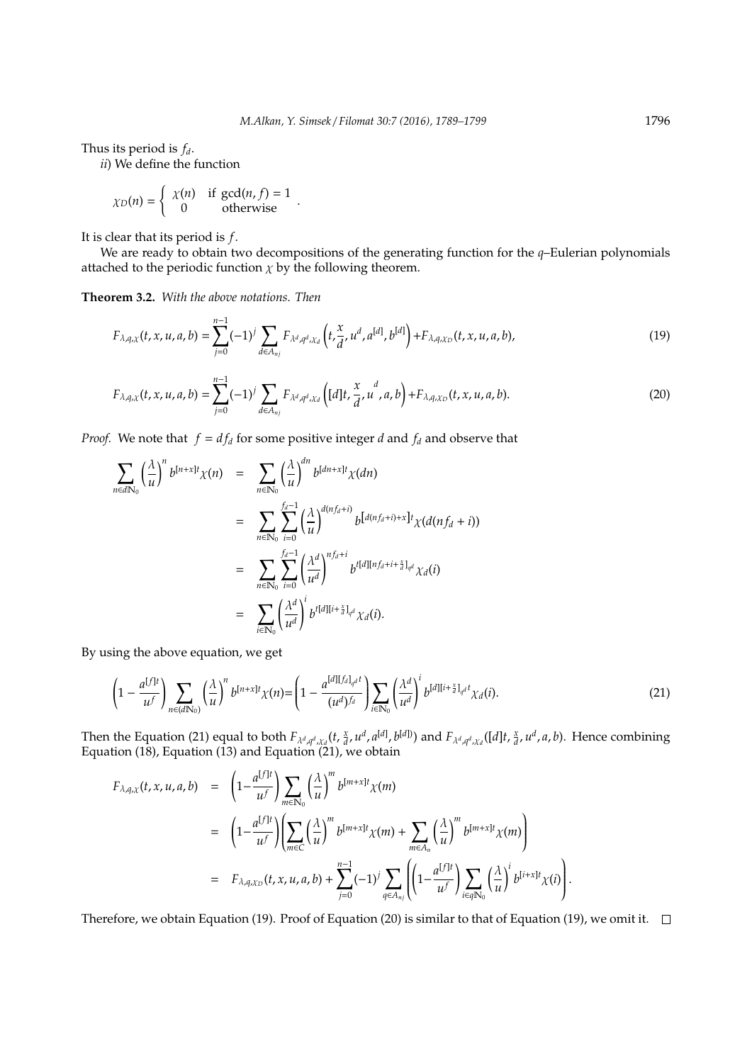Thus its period is $f_d$.

*ii*) We define the function

$$\chi_D(n) = \begin{cases} \chi(n) & \text{if } \gcd(n, f) = 1 \\ 0 & \text{otherwise} \end{cases}.$$

It is clear that its period is $f$.

We are ready to obtain two decompositions of the generating function for the $q$–Eulerian polynomials attached to the periodic function $\chi$ by the following theorem.

**Theorem 3.2.** *With the above notations. Then*

$$F_{\lambda,q,\chi}(t, x, u, a, b) = \sum_{j=0}^{n-1} (-1)^j \sum_{d \in A_{nj}} F_{\lambda^d, q^d, \chi_d}\left(t, \frac{x}{d}, u^d, a^{[d]}, b^{[d]}\right) + F_{\lambda,q,\chi_D}(t, x, u, a, b), \tag{19}$$

$$F_{\lambda,q,\chi}(t, x, u, a, b) = \sum_{j=0}^{n-1} (-1)^j \sum_{d \in A_{nj}} F_{\lambda^d, q^d, \chi_d}\left([d]t, \frac{x}{d}, u^d, a, b\right) + F_{\lambda,q,\chi_D}(t, x, u, a, b). \tag{20}$$

*Proof.* We note that $f = df_d$ for some positive integer $d$ and $f_d$ and observe that

$$\begin{aligned}
\sum_{n \in d\mathbb{N}_0} \left(\frac{\lambda}{u}\right)^n b^{[n+x]t} \chi(n) &= \sum_{n \in \mathbb{N}_0} \left(\frac{\lambda}{u}\right)^{dn} b^{[dn+x]t} \chi(dn) \\
&= \sum_{n \in \mathbb{N}_0} \sum_{i=0}^{f_d-1} \left(\frac{\lambda}{u}\right)^{d(nf_d+i)} b^{[d(nf_d+i)+x]t} \chi(d(nf_d+i)) \\
&= \sum_{n \in \mathbb{N}_0} \sum_{i=0}^{f_d-1} \left(\frac{\lambda^d}{u^d}\right)^{nf_d+i} b^{t[d][nf_d+i+\frac{x}{d}]_{q^d}} \chi_d(i) \\
&= \sum_{i \in \mathbb{N}_0} \left(\frac{\lambda^d}{u^d}\right)^i b^{t[d][i+\frac{x}{d}]_{q^d}} \chi_d(i).
\end{aligned}$$

By using the above equation, we get

$$\left(1 - \frac{a^{[f]t}}{u^f}\right) \sum_{n \in (d\mathbb{N}_0)} \left(\frac{\lambda}{u}\right)^n b^{[n+x]t} \chi(n) = \left(1 - \frac{a^{[d][f_d]_{q^d}t}}{(u^d)^{f_d}}\right) \sum_{i \in \mathbb{N}_0} \left(\frac{\lambda^d}{u^d}\right)^i b^{[d][i+\frac{x}{d}]_{q^d}t} \chi_d(i). \tag{21}$$

Then the Equation (21) equal to both $F_{\lambda^d, q^d, \chi_d}(t, \frac{x}{d}, u^d, a^{[d]}, b^{[d]})$ and $F_{\lambda^d, q^d, \chi_d}([d]t, \frac{x}{d}, u^d, a, b)$. Hence combining Equation (18), Equation (13) and Equation (21), we obtain

$$\begin{aligned}
F_{\lambda,q,\chi}(t, x, u, a, b) &= \left(1 - \frac{a^{[f]t}}{u^f}\right) \sum_{m \in \mathbb{N}_0} \left(\frac{\lambda}{u}\right)^m b^{[m+x]t} \chi(m) \\
&= \left(1 - \frac{a^{[f]t}}{u^f}\right) \left(\sum_{m \in C} \left(\frac{\lambda}{u}\right)^m b^{[m+x]t} \chi(m) + \sum_{m \in A_n} \left(\frac{\lambda}{u}\right)^m b^{[m+x]t} \chi(m)\right) \\
&= F_{\lambda,q,\chi_D}(t, x, u, a, b) + \sum_{j=0}^{n-1} (-1)^j \sum_{q \in A_{nj}} \left(\left(1 - \frac{a^{[f]t}}{u^f}\right) \sum_{i \in q\mathbb{N}_0} \left(\frac{\lambda}{u}\right)^i b^{[i+x]t} \chi(i)\right).
\end{aligned}$$

Therefore, we obtain Equation (19). Proof of Equation (20) is similar to that of Equation (19), we omit it. $\square$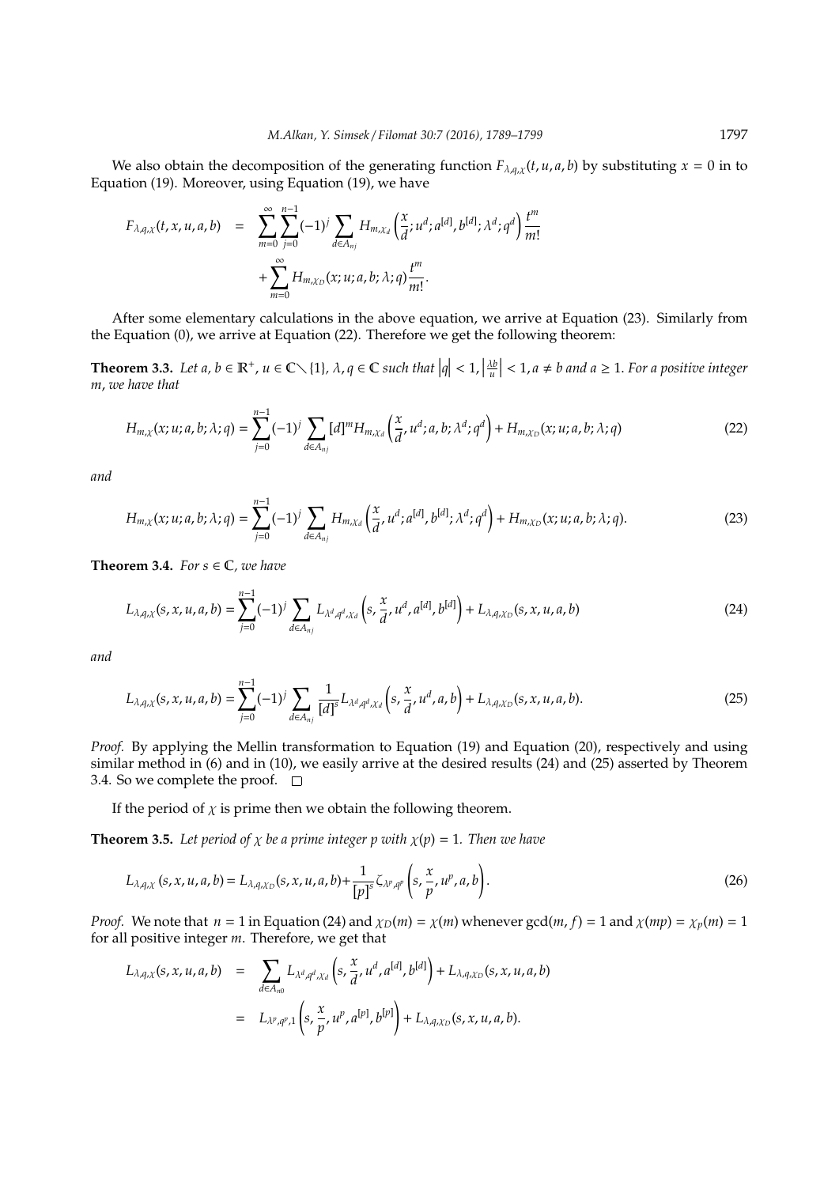We also obtain the decomposition of the generating function $F_{\lambda,q,\chi}(t,u,a,b)$ by substituting $x = 0$ in to Equation (19). Moreover, using Equation (19), we have

$$
\begin{aligned}
F_{\lambda,q,\chi}(t,x,u,a,b) &= \sum_{m=0}^{\infty}\sum_{j=0}^{n-1}(-1)^j \sum_{d\in A_{nj}} H_{m,\chi_d}\left(\frac{x}{d};u^d;a^{[d]},b^{[d]};\lambda^d;q^d\right)\frac{t^m}{m!} \\
&\quad + \sum_{m=0}^{\infty} H_{m,\chi_D}(x;u;a,b;\lambda;q)\frac{t^m}{m!}.
\end{aligned}
$$

After some elementary calculations in the above equation, we arrive at Equation (23). Similarly from the Equation (0), we arrive at Equation (22). Therefore we get the following theorem:

**Theorem 3.3.** *Let $a, b \in \mathbb{R}^+$, $u \in \mathbb{C}\setminus\{1\}$, $\lambda, q \in \mathbb{C}$ such that $|q| < 1$, $\left|\frac{\lambda b}{u}\right| < 1$, $a \neq b$ and $a \geq 1$. For a positive integer $m$, we have that*

$$
H_{m,\chi}(x;u;a,b;\lambda;q) = \sum_{j=0}^{n-1}(-1)^j \sum_{d\in A_{nj}} [d]^m H_{m,\chi_d}\left(\frac{x}{d},u^d;a,b;\lambda^d;q^d\right) + H_{m,\chi_D}(x;u;a,b;\lambda;q) \tag{22}
$$

*and*

$$
H_{m,\chi}(x;u;a,b;\lambda;q) = \sum_{j=0}^{n-1}(-1)^j \sum_{d\in A_{nj}} H_{m,\chi_d}\left(\frac{x}{d},u^d;a^{[d]},b^{[d]};\lambda^d;q^d\right) + H_{m,\chi_D}(x;u;a,b;\lambda;q). \tag{23}
$$

**Theorem 3.4.** *For $s \in \mathbb{C}$, we have*

$$
L_{\lambda,q,\chi}(s,x,u,a,b) = \sum_{j=0}^{n-1}(-1)^j \sum_{d\in A_{nj}} L_{\lambda^d,q^d,\chi_d}\left(s,\frac{x}{d},u^d,a^{[d]},b^{[d]}\right) + L_{\lambda,q,\chi_D}(s,x,u,a,b) \tag{24}
$$

*and*

$$
L_{\lambda,q,\chi}(s,x,u,a,b) = \sum_{j=0}^{n-1}(-1)^j \sum_{d\in A_{nj}} \frac{1}{[d]^s} L_{\lambda^d,q^d,\chi_d}\left(s,\frac{x}{d},u^d,a,b\right) + L_{\lambda,q,\chi_D}(s,x,u,a,b). \tag{25}
$$

*Proof.* By applying the Mellin transformation to Equation (19) and Equation (20), respectively and using similar method in (6) and in (10), we easily arrive at the desired results (24) and (25) asserted by Theorem 3.4. So we complete the proof. □

If the period of $\chi$ is prime then we obtain the following theorem.

**Theorem 3.5.** *Let period of $\chi$ be a prime integer $p$ with $\chi(p) = 1$. Then we have*

$$
L_{\lambda,q,\chi}(s,x,u,a,b) = L_{\lambda,q,\chi_D}(s,x,u,a,b) + \frac{1}{[p]^s}\zeta_{\lambda^p,q^p}\left(s,\frac{x}{p},u^p,a,b\right). \tag{26}
$$

*Proof.* We note that $n = 1$ in Equation (24) and $\chi_D(m) = \chi(m)$ whenever $\gcd(m,f) = 1$ and $\chi(mp) = \chi_p(m) = 1$ for all positive integer $m$. Therefore, we get that

$$
\begin{aligned}
L_{\lambda,q,\chi}(s,x,u,a,b) &= \sum_{d\in A_{n0}} L_{\lambda^d,q^d,\chi_d}\left(s,\frac{x}{d},u^d,a^{[d]},b^{[d]}\right) + L_{\lambda,q,\chi_D}(s,x,u,a,b) \\
&= L_{\lambda^p,q^p,1}\left(s,\frac{x}{p},u^p,a^{[p]},b^{[p]}\right) + L_{\lambda,q,\chi_D}(s,x,u,a,b).
\end{aligned}
$$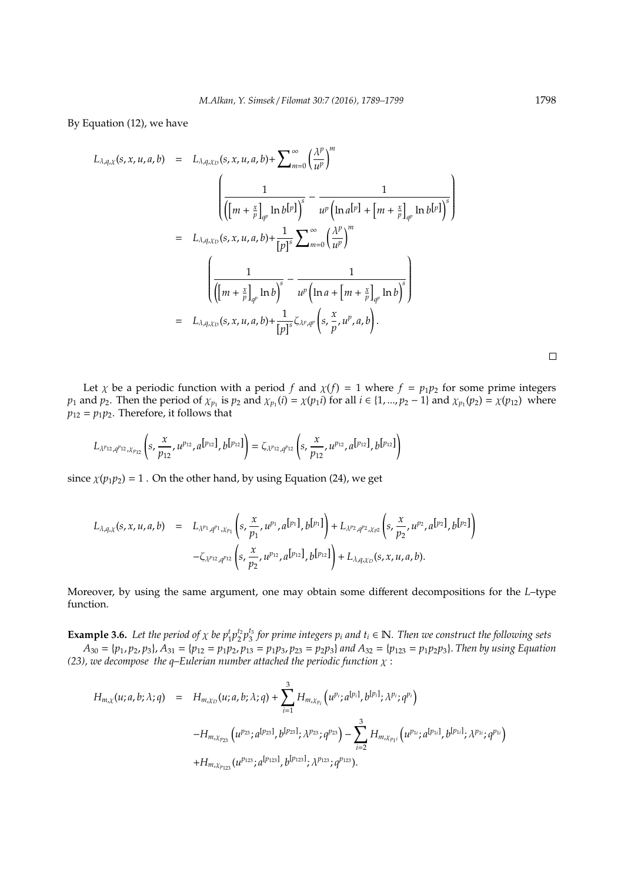By Equation (12), we have

$$
\begin{aligned}
L_{\lambda,q,\chi}(s,x,u,a,b) &= L_{\lambda,q,\chi_D}(s,x,u,a,b)+\sum_{m=0}^{\infty}\left(\frac{\lambda^p}{u^p}\right)^m \\
&\quad \left(\frac{1}{\left(\left[m+\frac{x}{p}\right]_{q^p}\ln b^{[p]}\right)^s}-\frac{1}{u^p\left(\ln a^{[p]}+\left[m+\frac{x}{p}\right]_{q^p}\ln b^{[p]}\right)^s}\right) \\
&= L_{\lambda,q,\chi_D}(s,x,u,a,b)+\frac{1}{[p]^s}\sum_{m=0}^{\infty}\left(\frac{\lambda^p}{u^p}\right)^m \\
&\quad \left(\frac{1}{\left(\left[m+\frac{x}{p}\right]_{q^p}\ln b\right)^s}-\frac{1}{u^p\left(\ln a+\left[m+\frac{x}{p}\right]_{q^p}\ln b\right)^s}\right) \\
&= L_{\lambda,q,\chi_D}(s,x,u,a,b)+\frac{1}{[p]^s}\zeta_{\lambda^p,q^p}\left(s,\frac{x}{p},u^p,a,b\right).
\end{aligned}
$$

□

Let $\chi$ be a periodic function with a period $f$ and $\chi(f)=1$ where $f=p_1p_2$ for some prime integers $p_1$ and $p_2$. Then the period of $\chi_{p_1}$ is $p_2$ and $\chi_{p_1}(i)=\chi(p_1 i)$ for all $i\in\{1,...,p_2-1\}$ and $\chi_{p_1}(p_2)=\chi(p_{12})$ where $p_{12}=p_1p_2$. Therefore, it follows that

$$
L_{\lambda^{p_{12}},q^{p_{12}},\chi_{p_{12}}}\left(s,\frac{x}{p_{12}},u^{p_{12}},a^{[p_{12}]},b^{[p_{12}]}\right)=\zeta_{\lambda^{p_{12}},q^{p_{12}}}\left(s,\frac{x}{p_{12}},u^{p_{12}},a^{[p_{12}]},b^{[p_{12}]}\right)
$$

since $\chi(p_1p_2)=1$ . On the other hand, by using Equation (24), we get

$$
\begin{aligned}
L_{\lambda,q,\chi}(s,x,u,a,b) &= L_{\lambda^{p_1},q^{p_1},\chi_{p_1}}\left(s,\frac{x}{p_1},u^{p_1},a^{[p_1]},b^{[p_1]}\right)+L_{\lambda^{p_2},q^{p_2},\chi_{p2}}\left(s,\frac{x}{p_2},u^{p_2},a^{[p_2]},b^{[p_2]}\right) \\
&\quad -\zeta_{\lambda^{p_{12}},q^{p_{12}}}\left(s,\frac{x}{p_2},u^{p_{12}},a^{[p_{12}]},b^{[p_{12}]}\right)+L_{\lambda,q,\chi_D}(s,x,u,a,b).
\end{aligned}
$$

Moreover, by using the same argument, one may obtain some different decompositions for the $L$–type function.

**Example 3.6.** *Let the period of $\chi$ be $p_1^{t}p_2^{t_2}p_3^{t_3}$ for prime integers $p_i$ and $t_i\in\mathbb{N}$. Then we construct the following sets $A_{30}=\{p_1,p_2,p_3\}$, $A_{31}=\{p_{12}=p_1p_2,p_{13}=p_1p_3,p_{23}=p_2p_3\}$ and $A_{32}=\{p_{123}=p_1p_2p_3\}$. Then by using Equation (23), we decompose the $q$–Eulerian number attached the periodic function $\chi$ :*

$$
\begin{aligned}
H_{m,\chi}(u;a,b;\lambda;q) &= H_{m,\chi_D}(u;a,b;\lambda;q)+\sum_{i=1}^{3}H_{m,\chi_{p_i}}\left(u^{p_i};a^{[p_i]},b^{[p_i]};\lambda^{p_i};q^{p_i}\right) \\
&\quad -H_{m,\chi_{p_{23}}}\left(u^{p_{23}};a^{[p_{23}]},b^{[p_{23}]};\lambda^{p_{23}};q^{p_{23}}\right)-\sum_{i=2}^{3}H_{m,\chi_{p_{1i}}}\left(u^{p_{1i}};a^{[p_{1i}]},b^{[p_{1i}]};\lambda^{p_{1i}};q^{p_{1i}}\right) \\
&\quad +H_{m,\chi_{p_{123}}}(u^{p_{123}};a^{[p_{123}]},b^{[p_{123}]};\lambda^{p_{123}};q^{p_{123}}).
\end{aligned}
$$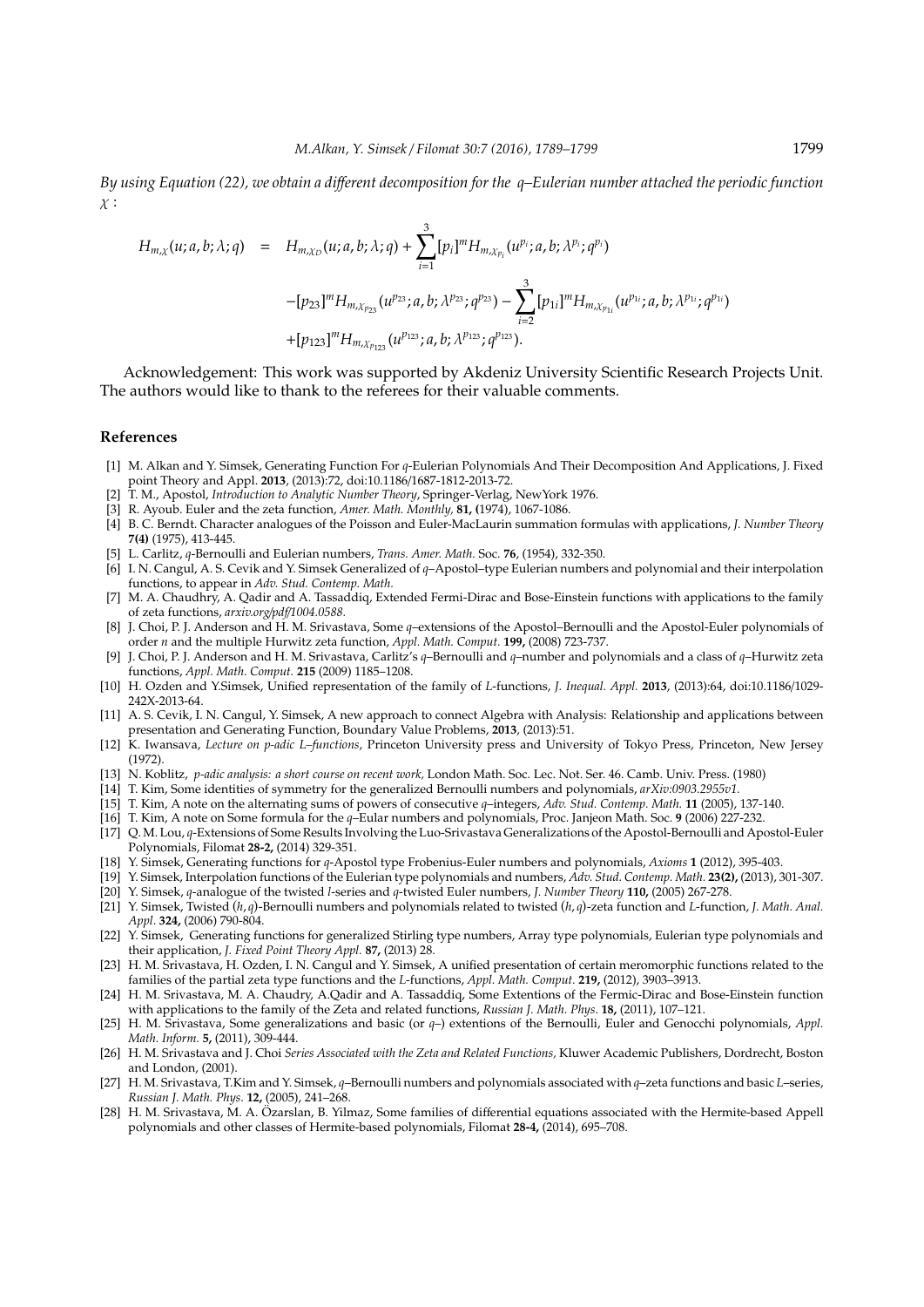*By using Equation (22), we obtain a different decomposition for the q–Eulerian number attached the periodic function $\chi$ :*

$$
\begin{aligned}
H_{m,\chi}(u;a,b;\lambda;q) &= H_{m,\chi_D}(u;a,b;\lambda;q) + \sum_{i=1}^{3}[p_i]^m H_{m,\chi_{p_i}}(u^{p_i};a,b;\lambda^{p_i};q^{p_i}) \\
&\quad -[p_{23}]^m H_{m,\chi_{p_{23}}}(u^{p_{23}};a,b;\lambda^{p_{23}};q^{p_{23}}) - \sum_{i=2}^{3}[p_{1i}]^m H_{m,\chi_{p_{1i}}}(u^{p_{1i}};a,b;\lambda^{p_{1i}};q^{p_{1i}}) \\
&\quad +[p_{123}]^m H_{m,\chi_{p_{123}}}(u^{p_{123}};a,b;\lambda^{p_{123}};q^{p_{123}}).
\end{aligned}
$$

Acknowledgement: This work was supported by Akdeniz University Scientific Research Projects Unit. The authors would like to thank to the referees for their valuable comments.

## References

[1] M. Alkan and Y. Simsek, Generating Function For $q$-Eulerian Polynomials And Their Decomposition And Applications, J. Fixed point Theory and Appl. **2013**, (2013):72, doi:10.1186/1687-1812-2013-72.

[2] T. M., Apostol, *Introduction to Analytic Number Theory*, Springer-Verlag, NewYork 1976.

[3] R. Ayoub. Euler and the zeta function, *Amer. Math. Monthly*, **81, (**1974), 1067-1086.

[4] B. C. Berndt. Character analogues of the Poisson and Euler-MacLaurin summation formulas with applications, *J. Number Theory* **7(4)** (1975), 413-445.

[5] L. Carlitz, $q$-Bernoulli and Eulerian numbers, *Trans. Amer. Math.* Soc. **76**, (1954), 332-350.

[6] I. N. Cangul, A. S. Cevik and Y. Simsek Generalized of $q$–Apostol–type Eulerian numbers and polynomial and their interpolation functions, to appear in *Adv. Stud. Contemp. Math.*

[7] M. A. Chaudhry, A. Qadir and A. Tassaddiq, Extended Fermi-Dirac and Bose-Einstein functions with applications to the family of zeta functions, *arxiv.org/pdf/1004.0588.*

[8] J. Choi, P. J. Anderson and H. M. Srivastava, Some $q$–extensions of the Apostol–Bernoulli and the Apostol-Euler polynomials of order $n$ and the multiple Hurwitz zeta function, *Appl. Math. Comput.* **199,** (2008) 723-737.

[9] J. Choi, P. J. Anderson and H. M. Srivastava, Carlitz's $q$–Bernoulli and $q$–number and polynomials and a class of $q$–Hurwitz zeta functions, *Appl. Math. Comput.* **215** (2009) 1185–1208.

[10] H. Ozden and Y.Simsek, Unified representation of the family of $L$-functions, *J. Inequal. Appl.* **2013**, (2013):64, doi:10.1186/1029-242X-2013-64.

[11] A. S. Cevik, I. N. Cangul, Y. Simsek, A new approach to connect Algebra with Analysis: Relationship and applications between presentation and Generating Function, Boundary Value Problems, **2013**, (2013):51.

[12] K. Iwansava, *Lecture on p-adic L–functions*, Princeton University press and University of Tokyo Press, Princeton, New Jersey (1972).

[13] N. Koblitz, *p-adic analysis: a short course on recent work,* London Math. Soc. Lec. Not. Ser. 46. Camb. Univ. Press. (1980)

[14] T. Kim, Some identities of symmetry for the generalized Bernoulli numbers and polynomials, *arXiv:0903.2955v1.*

[15] T. Kim, A note on the alternating sums of powers of consecutive $q$–integers, *Adv. Stud. Contemp. Math.* **11** (2005), 137-140.

[16] T. Kim, A note on Some formula for the $q$–Eular numbers and polynomials, Proc. Janjeon Math. Soc. **9** (2006) 227-232.

[17] Q. M. Lou, $q$-Extensions of Some Results Involving the Luo-Srivastava Generalizations of the Apostol-Bernoulli and Apostol-Euler Polynomials, Filomat **28-2,** (2014) 329-351.

[18] Y. Simsek, Generating functions for $q$-Apostol type Frobenius-Euler numbers and polynomials, *Axioms* **1** (2012), 395-403.

[19] Y. Simsek, Interpolation functions of the Eulerian type polynomials and numbers, *Adv. Stud. Contemp. Math.* **23(2),** (2013), 301-307.

[20] Y. Simsek, $q$-analogue of the twisted $l$-series and $q$-twisted Euler numbers, *J. Number Theory* **110,** (2005) 267-278.

[21] Y. Simsek, Twisted $(h,q)$-Bernoulli numbers and polynomials related to twisted $(h,q)$-zeta function and $L$-function, *J. Math. Anal. Appl.* **324,** (2006) 790-804.

[22] Y. Simsek, Generating functions for generalized Stirling type numbers, Array type polynomials, Eulerian type polynomials and their application, *J. Fixed Point Theory Appl.* **87,** (2013) 28.

[23] H. M. Srivastava, H. Ozden, I. N. Cangul and Y. Simsek, A unified presentation of certain meromorphic functions related to the families of the partial zeta type functions and the $L$-functions, *Appl. Math. Comput.* **219,** (2012), 3903–3913.

[24] H. M. Srivastava, M. A. Chaudry, A.Qadir and A. Tassaddiq, Some Extentions of the Fermic-Dirac and Bose-Einstein function with applications to the family of the Zeta and related functions, *Russian J. Math. Phys.* **18,** (2011), 107–121.

[25] H. M. Srivastava, Some generalizations and basic (or $q$–) extentions of the Bernoulli, Euler and Genocchi polynomials, *Appl. Math. Inform.* **5,** (2011), 309-444.

[26] H. M. Srivastava and J. Choi *Series Associated with the Zeta and Related Functions,* Kluwer Academic Publishers, Dordrecht, Boston and London, (2001).

[27] H. M. Srivastava, T.Kim and Y. Simsek, $q$–Bernoulli numbers and polynomials associated with $q$–zeta functions and basic $L$–series, *Russian J. Math. Phys.* **12,** (2005), 241–268.

[28] H. M. Srivastava, M. A. Özarslan, B. Yilmaz, Some families of differential equations associated with the Hermite-based Appell polynomials and other classes of Hermite-based polynomials, Filomat **28-4,** (2014), 695–708.